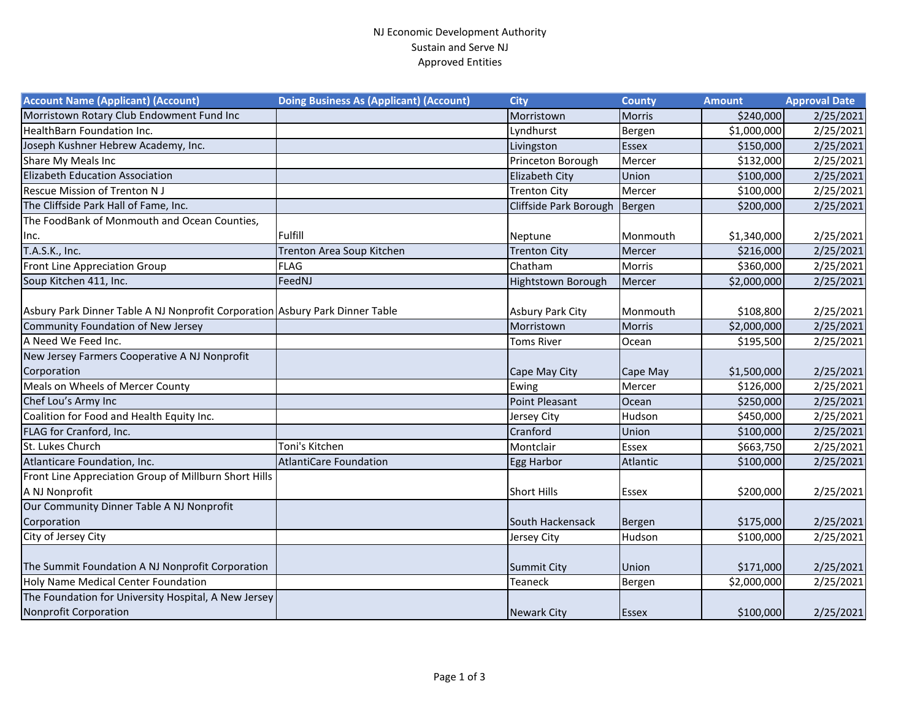NJ Economic Development Authority
Sustain and Serve NJ
Approved Entities

| Account Name (Applicant) (Account) | Doing Business As (Applicant) (Account) | City | County | Amount | Approval Date |
|---|---|---|---|---|---|
| Morristown Rotary Club Endowment Fund Inc | | Morristown | Morris | $240,000 | 2/25/2021 |
| HealthBarn Foundation Inc. | | Lyndhurst | Bergen | $1,000,000 | 2/25/2021 |
| Joseph Kushner Hebrew Academy, Inc. | | Livingston | Essex | $150,000 | 2/25/2021 |
| Share My Meals Inc | | Princeton Borough | Mercer | $132,000 | 2/25/2021 |
| Elizabeth Education Association | | Elizabeth City | Union | $100,000 | 2/25/2021 |
| Rescue Mission of Trenton N J | | Trenton City | Mercer | $100,000 | 2/25/2021 |
| The Cliffside Park Hall of Fame, Inc. | | Cliffside Park Borough | Bergen | $200,000 | 2/25/2021 |
| The FoodBank of Monmouth and Ocean Counties, Inc. | Fulfill | Neptune | Monmouth | $1,340,000 | 2/25/2021 |
| T.A.S.K., Inc. | Trenton Area Soup Kitchen | Trenton City | Mercer | $216,000 | 2/25/2021 |
| Front Line Appreciation Group | FLAG | Chatham | Morris | $360,000 | 2/25/2021 |
| Soup Kitchen 411, Inc. | FeedNJ | Hightstown Borough | Mercer | $2,000,000 | 2/25/2021 |
| Asbury Park Dinner Table A NJ Nonprofit Corporation | Asbury Park Dinner Table | Asbury Park City | Monmouth | $108,800 | 2/25/2021 |
| Community Foundation of New Jersey | | Morristown | Morris | $2,000,000 | 2/25/2021 |
| A Need We Feed Inc. | | Toms River | Ocean | $195,500 | 2/25/2021 |
| New Jersey Farmers Cooperative A NJ Nonprofit Corporation | | Cape May City | Cape May | $1,500,000 | 2/25/2021 |
| Meals on Wheels of Mercer County | | Ewing | Mercer | $126,000 | 2/25/2021 |
| Chef Lou’s Army Inc | | Point Pleasant | Ocean | $250,000 | 2/25/2021 |
| Coalition for Food and Health Equity Inc. | | Jersey City | Hudson | $450,000 | 2/25/2021 |
| FLAG for Cranford, Inc. | | Cranford | Union | $100,000 | 2/25/2021 |
| St. Lukes Church | Toni's Kitchen | Montclair | Essex | $663,750 | 2/25/2021 |
| Atlanticare Foundation, Inc. | AtlantiCare Foundation | Egg Harbor | Atlantic | $100,000 | 2/25/2021 |
| Front Line Appreciation Group of Millburn Short Hills A NJ Nonprofit | | Short Hills | Essex | $200,000 | 2/25/2021 |
| Our Community Dinner Table A NJ Nonprofit Corporation | | South Hackensack | Bergen | $175,000 | 2/25/2021 |
| City of Jersey City | | Jersey City | Hudson | $100,000 | 2/25/2021 |
| The Summit Foundation A NJ Nonprofit Corporation | | Summit City | Union | $171,000 | 2/25/2021 |
| Holy Name Medical Center Foundation | | Teaneck | Bergen | $2,000,000 | 2/25/2021 |
| The Foundation for University Hospital, A New Jersey Nonprofit Corporation | | Newark City | Essex | $100,000 | 2/25/2021 |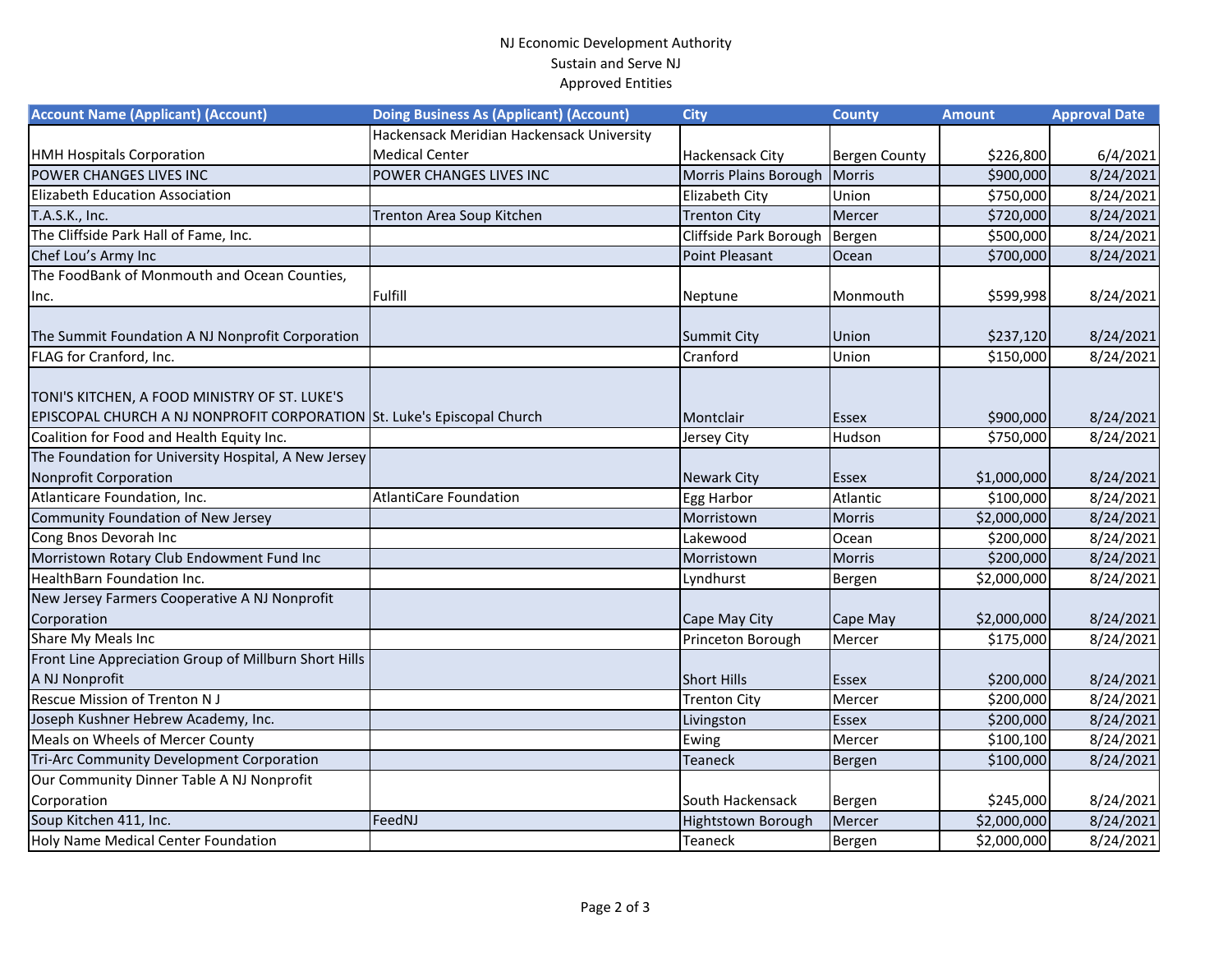NJ Economic Development Authority
Sustain and Serve NJ
Approved Entities

| Account Name (Applicant) (Account) | Doing Business As (Applicant) (Account) | City | County | Amount | Approval Date |
|---|---|---|---|---|---|
| HMH Hospitals Corporation | Hackensack Meridian Hackensack University Medical Center | Hackensack City | Bergen County | $226,800 | 6/4/2021 |
| POWER CHANGES LIVES INC | POWER CHANGES LIVES INC | Morris Plains Borough | Morris | $900,000 | 8/24/2021 |
| Elizabeth Education Association | | Elizabeth City | Union | $750,000 | 8/24/2021 |
| T.A.S.K., Inc. | Trenton Area Soup Kitchen | Trenton City | Mercer | $720,000 | 8/24/2021 |
| The Cliffside Park Hall of Fame, Inc. | | Cliffside Park Borough | Bergen | $500,000 | 8/24/2021 |
| Chef Lou's Army Inc | | Point Pleasant | Ocean | $700,000 | 8/24/2021 |
| The FoodBank of Monmouth and Ocean Counties, Inc. | Fulfill | Neptune | Monmouth | $599,998 | 8/24/2021 |
| The Summit Foundation A NJ Nonprofit Corporation | | Summit City | Union | $237,120 | 8/24/2021 |
| FLAG for Cranford, Inc. | | Cranford | Union | $150,000 | 8/24/2021 |
| TONI'S KITCHEN, A FOOD MINISTRY OF ST. LUKE'S EPISCOPAL CHURCH A NJ NONPROFIT CORPORATION | St. Luke's Episcopal Church | Montclair | Essex | $900,000 | 8/24/2021 |
| Coalition for Food and Health Equity Inc. | | Jersey City | Hudson | $750,000 | 8/24/2021 |
| The Foundation for University Hospital, A New Jersey Nonprofit Corporation | | Newark City | Essex | $1,000,000 | 8/24/2021 |
| Atlanticare Foundation, Inc. | AtlantiCare Foundation | Egg Harbor | Atlantic | $100,000 | 8/24/2021 |
| Community Foundation of New Jersey | | Morristown | Morris | $2,000,000 | 8/24/2021 |
| Cong Bnos Devorah Inc | | Lakewood | Ocean | $200,000 | 8/24/2021 |
| Morristown Rotary Club Endowment Fund Inc | | Morristown | Morris | $200,000 | 8/24/2021 |
| HealthBarn Foundation Inc. | | Lyndhurst | Bergen | $2,000,000 | 8/24/2021 |
| New Jersey Farmers Cooperative A NJ Nonprofit Corporation | | Cape May City | Cape May | $2,000,000 | 8/24/2021 |
| Share My Meals Inc | | Princeton Borough | Mercer | $175,000 | 8/24/2021 |
| Front Line Appreciation Group of Millburn Short Hills A NJ Nonprofit | | Short Hills | Essex | $200,000 | 8/24/2021 |
| Rescue Mission of Trenton N J | | Trenton City | Mercer | $200,000 | 8/24/2021 |
| Joseph Kushner Hebrew Academy, Inc. | | Livingston | Essex | $200,000 | 8/24/2021 |
| Meals on Wheels of Mercer County | | Ewing | Mercer | $100,100 | 8/24/2021 |
| Tri-Arc Community Development Corporation | | Teaneck | Bergen | $100,000 | 8/24/2021 |
| Our Community Dinner Table A NJ Nonprofit Corporation | | South Hackensack | Bergen | $245,000 | 8/24/2021 |
| Soup Kitchen 411, Inc. | FeedNJ | Hightstown Borough | Mercer | $2,000,000 | 8/24/2021 |
| Holy Name Medical Center Foundation | | Teaneck | Bergen | $2,000,000 | 8/24/2021 |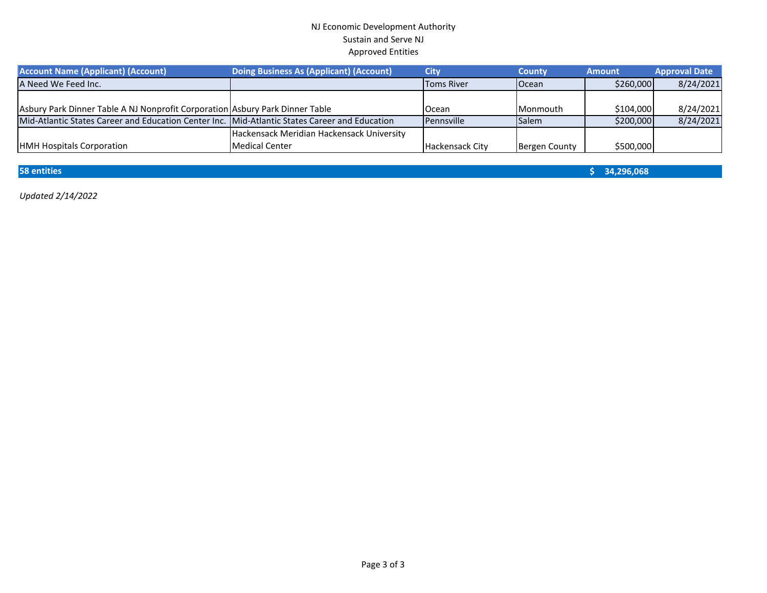NJ Economic Development Authority

Sustain and Serve NJ

Approved Entities

| Account Name (Applicant) (Account) | Doing Business As (Applicant) (Account) | City | County | Amount | Approval Date |
|---|---|---|---|---|---|
| A Need We Feed Inc. | | Toms River | Ocean | $260,000 | 8/24/2021 |
| Asbury Park Dinner Table A NJ Nonprofit Corporation | Asbury Park Dinner Table | Ocean | Monmouth | $104,000 | 8/24/2021 |
| Mid-Atlantic States Career and Education Center Inc. | Mid-Atlantic States Career and Education | Pennsville | Salem | $200,000 | 8/24/2021 |
| HMH Hospitals Corporation | Hackensack Meridian Hackensack University Medical Center | Hackensack City | Bergen County | $500,000 | |
| **58 entities** | | | | **$ 34,296,068** | |

*Updated 2/14/2022*